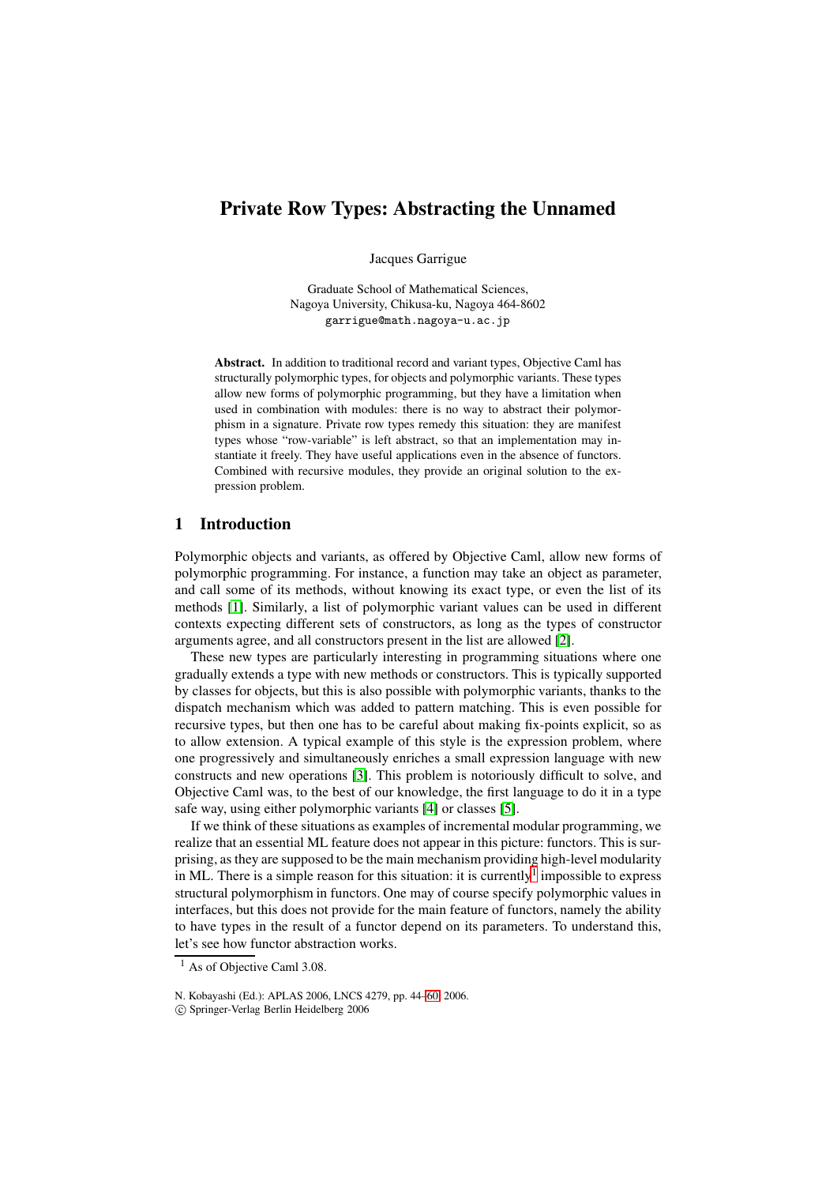# Private Row Types: Abstracting the Unnamed

Jacques Garrigue

Graduate School of Mathematical Sciences,
Nagoya University, Chikusa-ku, Nagoya 464-8602
garrigue@math.nagoya-u.ac.jp

**Abstract.** In addition to traditional record and variant types, Objective Caml has structurally polymorphic types, for objects and polymorphic variants. These types allow new forms of polymorphic programming, but they have a limitation when used in combination with modules: there is no way to abstract their polymorphism in a signature. Private row types remedy this situation: they are manifest types whose "row-variable" is left abstract, so that an implementation may instantiate it freely. They have useful applications even in the absence of functors. Combined with recursive modules, they provide an original solution to the expression problem.

## 1 Introduction

Polymorphic objects and variants, as offered by Objective Caml, allow new forms of polymorphic programming. For instance, a function may take an object as parameter, and call some of its methods, without knowing its exact type, or even the list of its methods [1]. Similarly, a list of polymorphic variant values can be used in different contexts expecting different sets of constructors, as long as the types of constructor arguments agree, and all constructors present in the list are allowed [2].

These new types are particularly interesting in programming situations where one gradually extends a type with new methods or constructors. This is typically supported by classes for objects, but this is also possible with polymorphic variants, thanks to the dispatch mechanism which was added to pattern matching. This is even possible for recursive types, but then one has to be careful about making fix-points explicit, so as to allow extension. A typical example of this style is the expression problem, where one progressively and simultaneously enriches a small expression language with new constructs and new operations [3]. This problem is notoriously difficult to solve, and Objective Caml was, to the best of our knowledge, the first language to do it in a type safe way, using either polymorphic variants [4] or classes [5].

If we think of these situations as examples of incremental modular programming, we realize that an essential ML feature does not appear in this picture: functors. This is surprising, as they are supposed to be the main mechanism providing high-level modularity in ML. There is a simple reason for this situation: it is currently[1] impossible to express structural polymorphism in functors. One may of course specify polymorphic values in interfaces, but this does not provide for the main feature of functors, namely the ability to have types in the result of a functor depend on its parameters. To understand this, let's see how functor abstraction works.

[1] As of Objective Caml 3.08.

N. Kobayashi (Ed.): APLAS 2006, LNCS 4279, pp. 44–60, 2006.
© Springer-Verlag Berlin Heidelberg 2006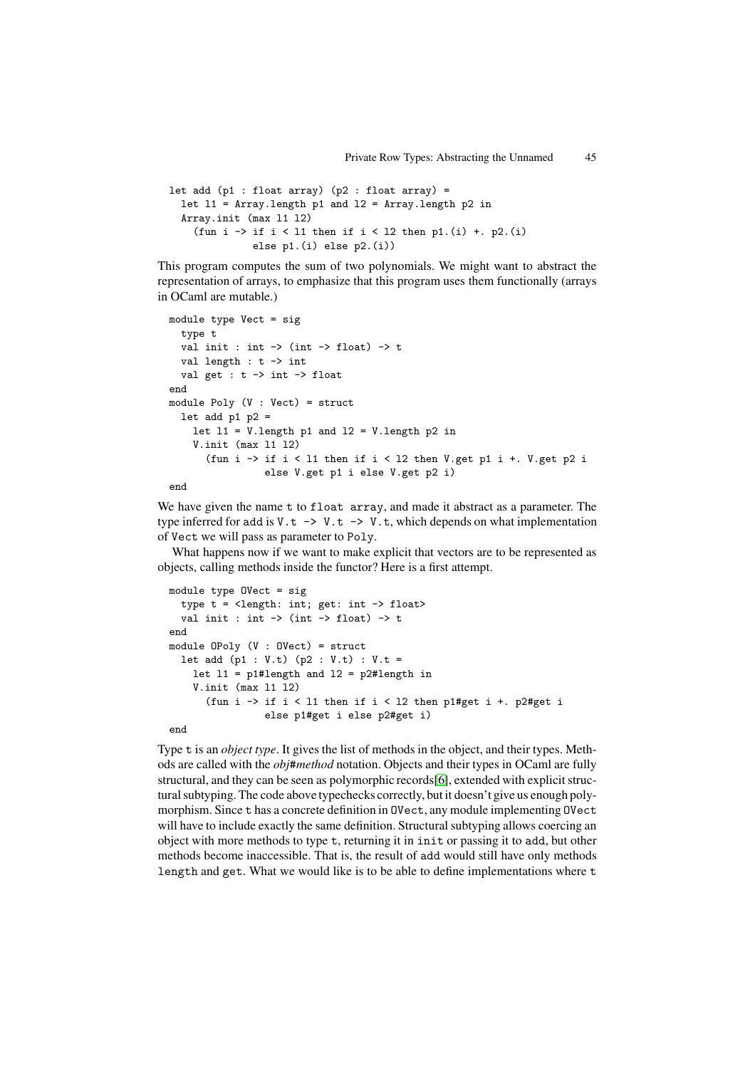```
let add (p1 : float array) (p2 : float array) =
  let l1 = Array.length p1 and l2 = Array.length p2 in
  Array.init (max l1 l2)
    (fun i -> if i < l1 then if i < l2 then p1.(i) +. p2.(i)
              else p1.(i) else p2.(i))
```

This program computes the sum of two polynomials. We might want to abstract the representation of arrays, to emphasize that this program uses them functionally (arrays in OCaml are mutable.)

```
module type Vect = sig
  type t
  val init : int -> (int -> float) -> t
  val length : t -> int
  val get : t -> int -> float
end
module Poly (V : Vect) = struct
  let add p1 p2 =
    let l1 = V.length p1 and l2 = V.length p2 in
    V.init (max l1 l2)
      (fun i -> if i < l1 then if i < l2 then V.get p1 i +. V.get p2 i
                else V.get p1 i else V.get p2 i)
end
```

We have given the name `t` to `float array`, and made it abstract as a parameter. The type inferred for `add` is `V.t -> V.t -> V.t`, which depends on what implementation of `Vect` we will pass as parameter to `Poly`.

What happens now if we want to make explicit that vectors are to be represented as objects, calling methods inside the functor? Here is a first attempt.

```
module type OVect = sig
  type t = <length: int; get: int -> float>
  val init : int -> (int -> float) -> t
end
module OPoly (V : OVect) = struct
  let add (p1 : V.t) (p2 : V.t) : V.t =
    let l1 = p1#length and l2 = p2#length in
    V.init (max l1 l2)
      (fun i -> if i < l1 then if i < l2 then p1#get i +. p2#get i
                else p1#get i else p2#get i)
end
```

Type `t` is an *object type*. It gives the list of methods in the object, and their types. Methods are called with the *obj*#*method* notation. Objects and their types in OCaml are fully structural, and they can be seen as polymorphic records[6], extended with explicit structural subtyping. The code above typechecks correctly, but it doesn't give us enough polymorphism. Since `t` has a concrete definition in `OVect`, any module implementing `OVect` will have to include exactly the same definition. Structural subtyping allows coercing an object with more methods to type `t`, returning it in `init` or passing it to `add`, but other methods become inaccessible. That is, the result of `add` would still have only methods `length` and `get`. What we would like is to be able to define implementations where `t`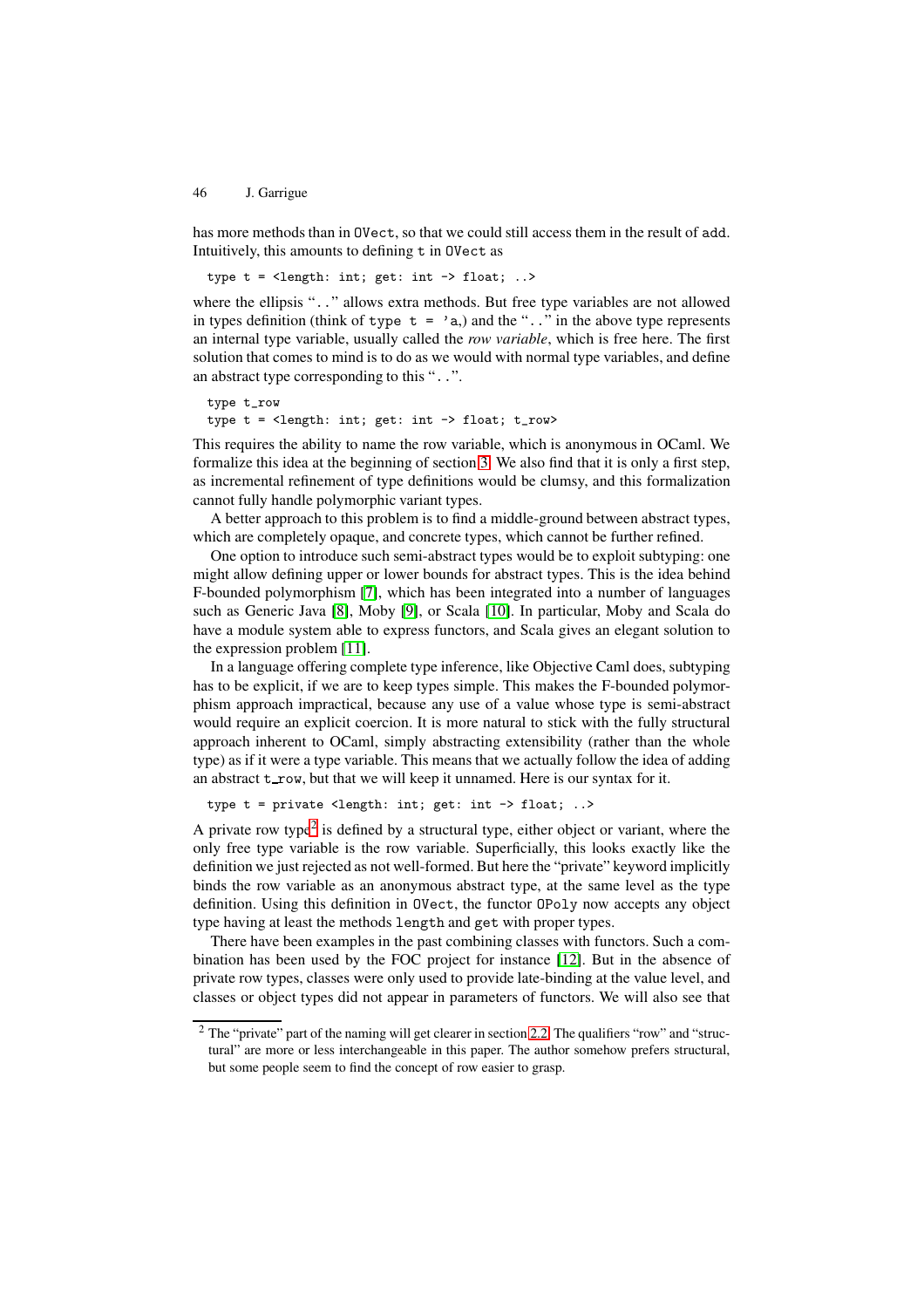has more methods than in `OVect`, so that we could still access them in the result of `add`. Intuitively, this amounts to defining `t` in `OVect` as

```
type t = <length: int; get: int -> float; ..>
```

where the ellipsis "`..`" allows extra methods. But free type variables are not allowed in types definition (think of `type t = 'a`,) and the "`..`" in the above type represents an internal type variable, usually called the *row variable*, which is free here. The first solution that comes to mind is to do as we would with normal type variables, and define an abstract type corresponding to this "`..`".

```
type t_row
type t = <length: int; get: int -> float; t_row>
```

This requires the ability to name the row variable, which is anonymous in OCaml. We formalize this idea at the beginning of section 3. We also find that it is only a first step, as incremental refinement of type definitions would be clumsy, and this formalization cannot fully handle polymorphic variant types.

A better approach to this problem is to find a middle-ground between abstract types, which are completely opaque, and concrete types, which cannot be further refined.

One option to introduce such semi-abstract types would be to exploit subtyping: one might allow defining upper or lower bounds for abstract types. This is the idea behind F-bounded polymorphism [7], which has been integrated into a number of languages such as Generic Java [8], Moby [9], or Scala [10]. In particular, Moby and Scala do have a module system able to express functors, and Scala gives an elegant solution to the expression problem [11].

In a language offering complete type inference, like Objective Caml does, subtyping has to be explicit, if we are to keep types simple. This makes the F-bounded polymorphism approach impractical, because any use of a value whose type is semi-abstract would require an explicit coercion. It is more natural to stick with the fully structural approach inherent to OCaml, simply abstracting extensibility (rather than the whole type) as if it were a type variable. This means that we actually follow the idea of adding an abstract `t_row`, but that we will keep it unnamed. Here is our syntax for it.

```
type t = private <length: int; get: int -> float; ..>
```

A private row type[2] is defined by a structural type, either object or variant, where the only free type variable is the row variable. Superficially, this looks exactly like the definition we just rejected as not well-formed. But here the "private" keyword implicitly binds the row variable as an anonymous abstract type, at the same level as the type definition. Using this definition in `OVect`, the functor `OPoly` now accepts any object type having at least the methods `length` and `get` with proper types.

There have been examples in the past combining classes with functors. Such a combination has been used by the FOC project for instance [12]. But in the absence of private row types, classes were only used to provide late-binding at the value level, and classes or object types did not appear in parameters of functors. We will also see that

[2] The "private" part of the naming will get clearer in section 2.2. The qualifiers "row" and "structural" are more or less interchangeable in this paper. The author somehow prefers structural, but some people seem to find the concept of row easier to grasp.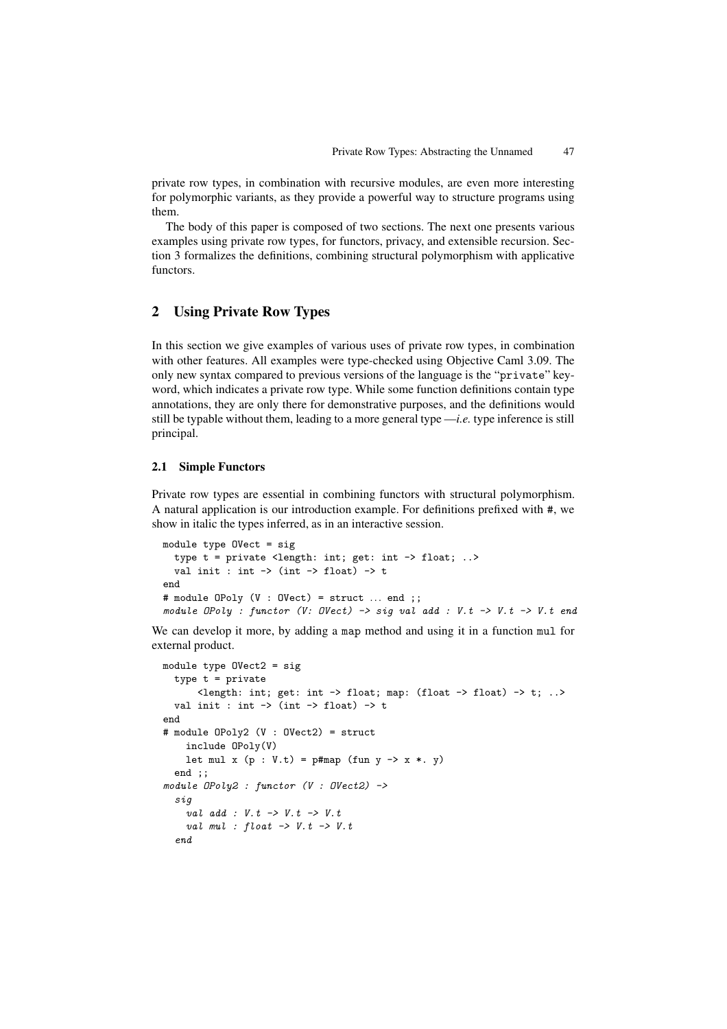private row types, in combination with recursive modules, are even more interesting for polymorphic variants, as they provide a powerful way to structure programs using them.

The body of this paper is composed of two sections. The next one presents various examples using private row types, for functors, privacy, and extensible recursion. Section 3 formalizes the definitions, combining structural polymorphism with applicative functors.

## 2 Using Private Row Types

In this section we give examples of various uses of private row types, in combination with other features. All examples were type-checked using Objective Caml 3.09. The only new syntax compared to previous versions of the language is the "private" keyword, which indicates a private row type. While some function definitions contain type annotations, they are only there for demonstrative purposes, and the definitions would still be typable without them, leading to a more general type —*i.e.* type inference is still principal.

### 2.1 Simple Functors

Private row types are essential in combining functors with structural polymorphism. A natural application is our introduction example. For definitions prefixed with #, we show in italic the types inferred, as in an interactive session.

```
module type OVect = sig
  type t = private <length: int; get: int -> float; ..>
  val init : int -> (int -> float) -> t
end
# module OPoly (V : OVect) = struct ... end ;;
module OPoly : functor (V: OVect) -> sig val add : V.t -> V.t -> V.t end
```

We can develop it more, by adding a map method and using it in a function mul for external product.

```
module type OVect2 = sig
  type t = private
      <length: int; get: int -> float; map: (float -> float) -> t; ..>
  val init : int -> (int -> float) -> t
end
# module OPoly2 (V : OVect2) = struct
    include OPoly(V)
    let mul x (p : V.t) = p#map (fun y -> x *. y)
  end ;;
module OPoly2 : functor (V : OVect2) ->
  sig
    val add : V.t -> V.t -> V.t
    val mul : float -> V.t -> V.t
  end
```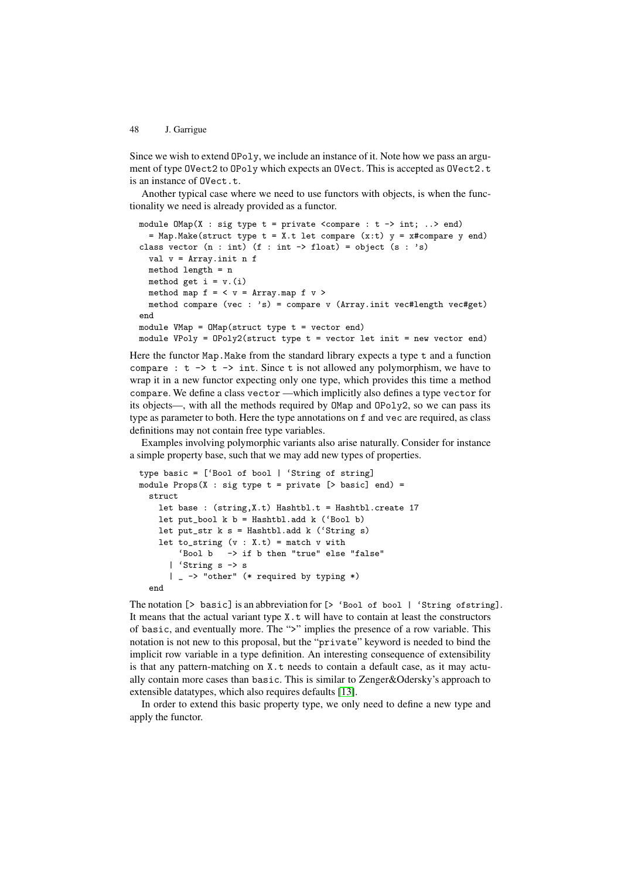Since we wish to extend OPoly, we include an instance of it. Note how we pass an argument of type OVect2 to OPoly which expects an OVect. This is accepted as OVect2.t is an instance of OVect.t.

Another typical case where we need to use functors with objects, is when the functionality we need is already provided as a functor.

```
module OMap(X : sig type t = private <compare : t -> int; ..> end)
  = Map.Make(struct type t = X.t let compare (x:t) y = x#compare y end)
class vector (n : int) (f : int -> float) = object (s : 's)
  val v = Array.init n f
  method length = n
  method get i = v.(i)
  method map f = < v = Array.map f v >
  method compare (vec : 's) = compare v (Array.init vec#length vec#get)
end
module VMap = OMap(struct type t = vector end)
module VPoly = OPoly2(struct type t = vector let init = new vector end)
```

Here the functor Map.Make from the standard library expects a type t and a function compare : t -> t -> int. Since t is not allowed any polymorphism, we have to wrap it in a new functor expecting only one type, which provides this time a method compare. We define a class vector —which implicitly also defines a type vector for its objects—, with all the methods required by OMap and OPoly2, so we can pass its type as parameter to both. Here the type annotations on f and vec are required, as class definitions may not contain free type variables.

Examples involving polymorphic variants also arise naturally. Consider for instance a simple property base, such that we may add new types of properties.

```
type basic = [`Bool of bool | `String of string]
module Props(X : sig type t = private [> basic] end) =
  struct
    let base : (string,X.t) Hashtbl.t = Hashtbl.create 17
    let put_bool k b = Hashtbl.add k (`Bool b)
    let put_str k s = Hashtbl.add k (`String s)
    let to_string (v : X.t) = match v with
        `Bool b   -> if b then "true" else "false"
      | `String s -> s
      | _ -> "other" (* required by typing *)
  end
```

The notation [> basic] is an abbreviation for [> `Bool of bool | `String ofstring]. It means that the actual variant type X.t will have to contain at least the constructors of basic, and eventually more. The ">" implies the presence of a row variable. This notation is not new to this proposal, but the "private" keyword is needed to bind the implicit row variable in a type definition. An interesting consequence of extensibility is that any pattern-matching on X.t needs to contain a default case, as it may actually contain more cases than basic. This is similar to Zenger&Odersky's approach to extensible datatypes, which also requires defaults [13].

In order to extend this basic property type, we only need to define a new type and apply the functor.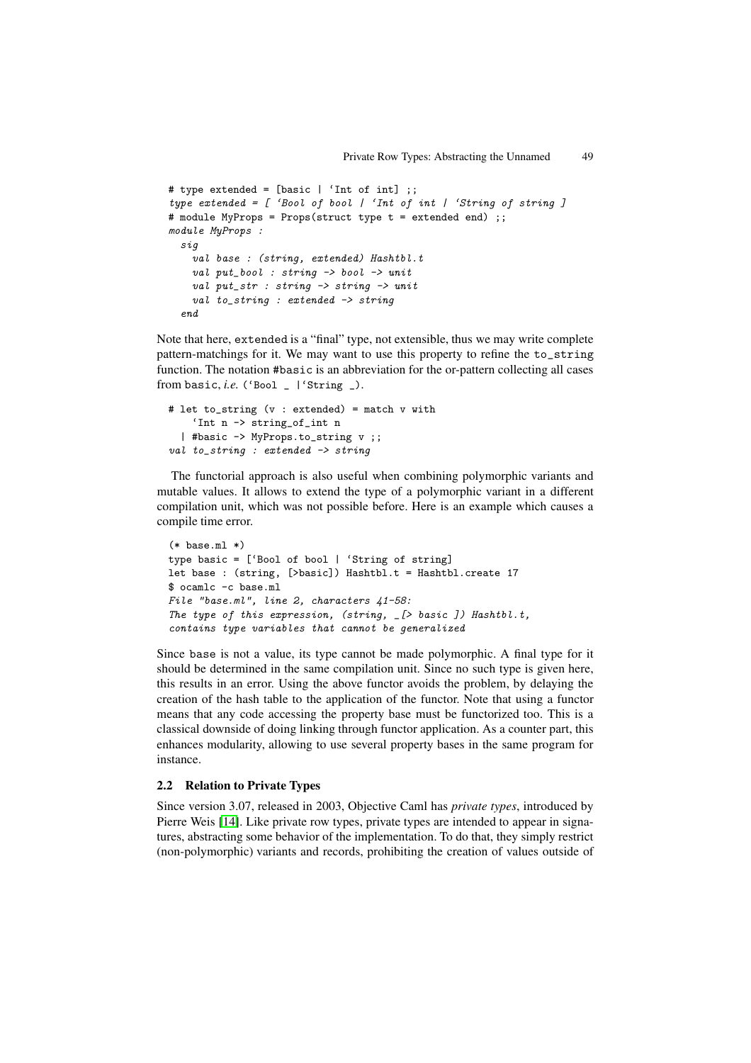```
# type extended = [basic | `Int of int] ;;
type extended = [ `Bool of bool | `Int of int | `String of string ]
# module MyProps = Props(struct type t = extended end) ;;
module MyProps :
  sig
    val base : (string, extended) Hashtbl.t
    val put_bool : string -> bool -> unit
    val put_str : string -> string -> unit
    val to_string : extended -> string
  end
```

Note that here, extended is a "final" type, not extensible, thus we may write complete pattern-matchings for it. We may want to use this property to refine the to_string function. The notation #basic is an abbreviation for the or-pattern collecting all cases from basic, *i.e.* (`Bool _ |`String _).

```
# let to_string (v : extended) = match v with
    `Int n -> string_of_int n
  | #basic -> MyProps.to_string v ;;
val to_string : extended -> string
```

The functorial approach is also useful when combining polymorphic variants and mutable values. It allows to extend the type of a polymorphic variant in a different compilation unit, which was not possible before. Here is an example which causes a compile time error.

```
(* base.ml *)
type basic = [`Bool of bool | `String of string]
let base : (string, [>basic]) Hashtbl.t = Hashtbl.create 17
$ ocamlc -c base.ml
File "base.ml", line 2, characters 41-58:
The type of this expression, (string, _[> basic ]) Hashtbl.t,
contains type variables that cannot be generalized
```

Since base is not a value, its type cannot be made polymorphic. A final type for it should be determined in the same compilation unit. Since no such type is given here, this results in an error. Using the above functor avoids the problem, by delaying the creation of the hash table to the application of the functor. Note that using a functor means that any code accessing the property base must be functorized too. This is a classical downside of doing linking through functor application. As a counter part, this enhances modularity, allowing to use several property bases in the same program for instance.

### 2.2 Relation to Private Types

Since version 3.07, released in 2003, Objective Caml has *private types*, introduced by Pierre Weis [14]. Like private row types, private types are intended to appear in signatures, abstracting some behavior of the implementation. To do that, they simply restrict (non-polymorphic) variants and records, prohibiting the creation of values outside of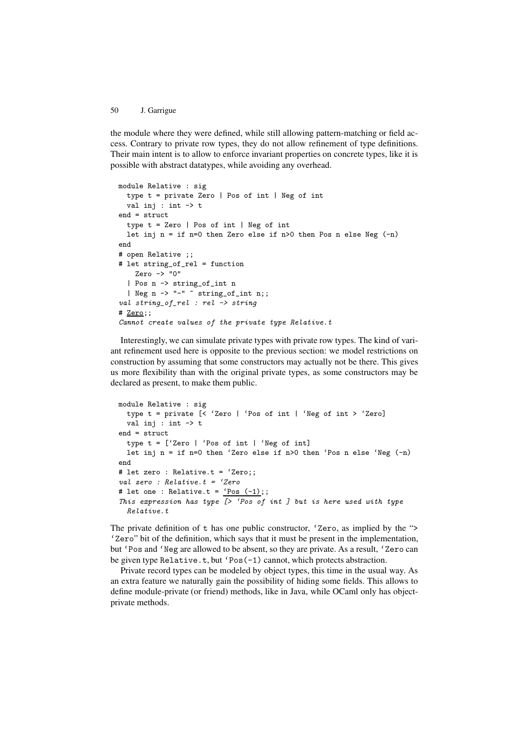the module where they were defined, while still allowing pattern-matching or field access. Contrary to private row types, they do not allow refinement of type definitions. Their main intent is to allow to enforce invariant properties on concrete types, like it is possible with abstract datatypes, while avoiding any overhead.

```
module Relative : sig
  type t = private Zero | Pos of int | Neg of int
  val inj : int -> t
end = struct
  type t = Zero | Pos of int | Neg of int
  let inj n = if n=0 then Zero else if n>0 then Pos n else Neg (-n)
end
# open Relative ;;
# let string_of_rel = function
    Zero -> "0"
  | Pos n -> string_of_int n
  | Neg n -> "-" ^ string_of_int n;;
val string_of_rel : rel -> string
# Zero;;
Cannot create values of the private type Relative.t
```

Interestingly, we can simulate private types with private row types. The kind of variant refinement used here is opposite to the previous section: we model restrictions on construction by assuming that some constructors may actually not be there. This gives us more flexibility than with the original private types, as some constructors may be declared as present, to make them public.

```
module Relative : sig
  type t = private [< `Zero | `Pos of int | `Neg of int > `Zero]
  val inj : int -> t
end = struct
  type t = [`Zero | `Pos of int | `Neg of int]
  let inj n = if n=0 then `Zero else if n>0 then `Pos n else `Neg (-n)
end
# let zero : Relative.t = `Zero;;
val zero : Relative.t = `Zero
# let one : Relative.t = `Pos (-1);;
This expression has type [> `Pos of int ] but is here used with type
  Relative.t
```

The private definition of `t` has one public constructor, `` `Zero``, as implied by the "``> `Zero``" bit of the definition, which says that it must be present in the implementation, but `` `Pos`` and `` `Neg`` are allowed to be absent, so they are private. As a result, `` `Zero`` can be given type `Relative.t`, but `` `Pos(-1)`` cannot, which protects abstraction.

Private record types can be modeled by object types, this time in the usual way. As an extra feature we naturally gain the possibility of hiding some fields. This allows to define module-private (or friend) methods, like in Java, while OCaml only has object-private methods.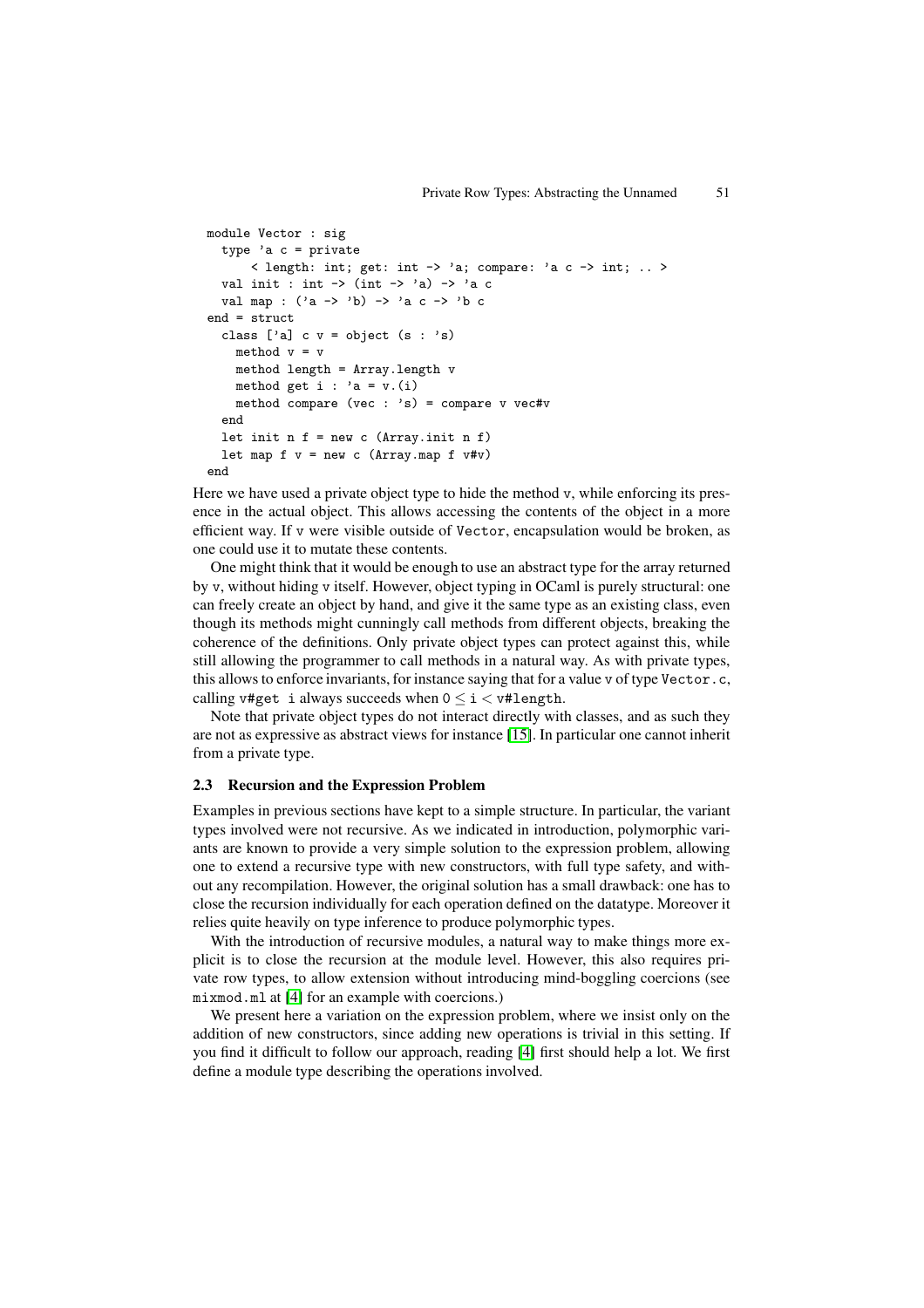```
module Vector : sig
  type 'a c = private
      < length: int; get: int -> 'a; compare: 'a c -> int; .. >
  val init : int -> (int -> 'a) -> 'a c
  val map : ('a -> 'b) -> 'a c -> 'b c
end = struct
  class ['a] c v = object (s : 's)
    method v = v
    method length = Array.length v
    method get i : 'a = v.(i)
    method compare (vec : 's) = compare v vec#v
  end
  let init n f = new c (Array.init n f)
  let map f v = new c (Array.map f v#v)
end
```

Here we have used a private object type to hide the method v, while enforcing its presence in the actual object. This allows accessing the contents of the object in a more efficient way. If v were visible outside of Vector, encapsulation would be broken, as one could use it to mutate these contents.

One might think that it would be enough to use an abstract type for the array returned by v, without hiding v itself. However, object typing in OCaml is purely structural: one can freely create an object by hand, and give it the same type as an existing class, even though its methods might cunningly call methods from different objects, breaking the coherence of the definitions. Only private object types can protect against this, while still allowing the programmer to call methods in a natural way. As with private types, this allows to enforce invariants, for instance saying that for a value v of type Vector.c, calling v#get i always succeeds when $0 \leq$ i $<$ v#length.

Note that private object types do not interact directly with classes, and as such they are not as expressive as abstract views for instance [15]. In particular one cannot inherit from a private type.

### 2.3 Recursion and the Expression Problem

Examples in previous sections have kept to a simple structure. In particular, the variant types involved were not recursive. As we indicated in introduction, polymorphic variants are known to provide a very simple solution to the expression problem, allowing one to extend a recursive type with new constructors, with full type safety, and without any recompilation. However, the original solution has a small drawback: one has to close the recursion individually for each operation defined on the datatype. Moreover it relies quite heavily on type inference to produce polymorphic types.

With the introduction of recursive modules, a natural way to make things more explicit is to close the recursion at the module level. However, this also requires private row types, to allow extension without introducing mind-boggling coercions (see mixmod.ml at [4] for an example with coercions.)

We present here a variation on the expression problem, where we insist only on the addition of new constructors, since adding new operations is trivial in this setting. If you find it difficult to follow our approach, reading [4] first should help a lot. We first define a module type describing the operations involved.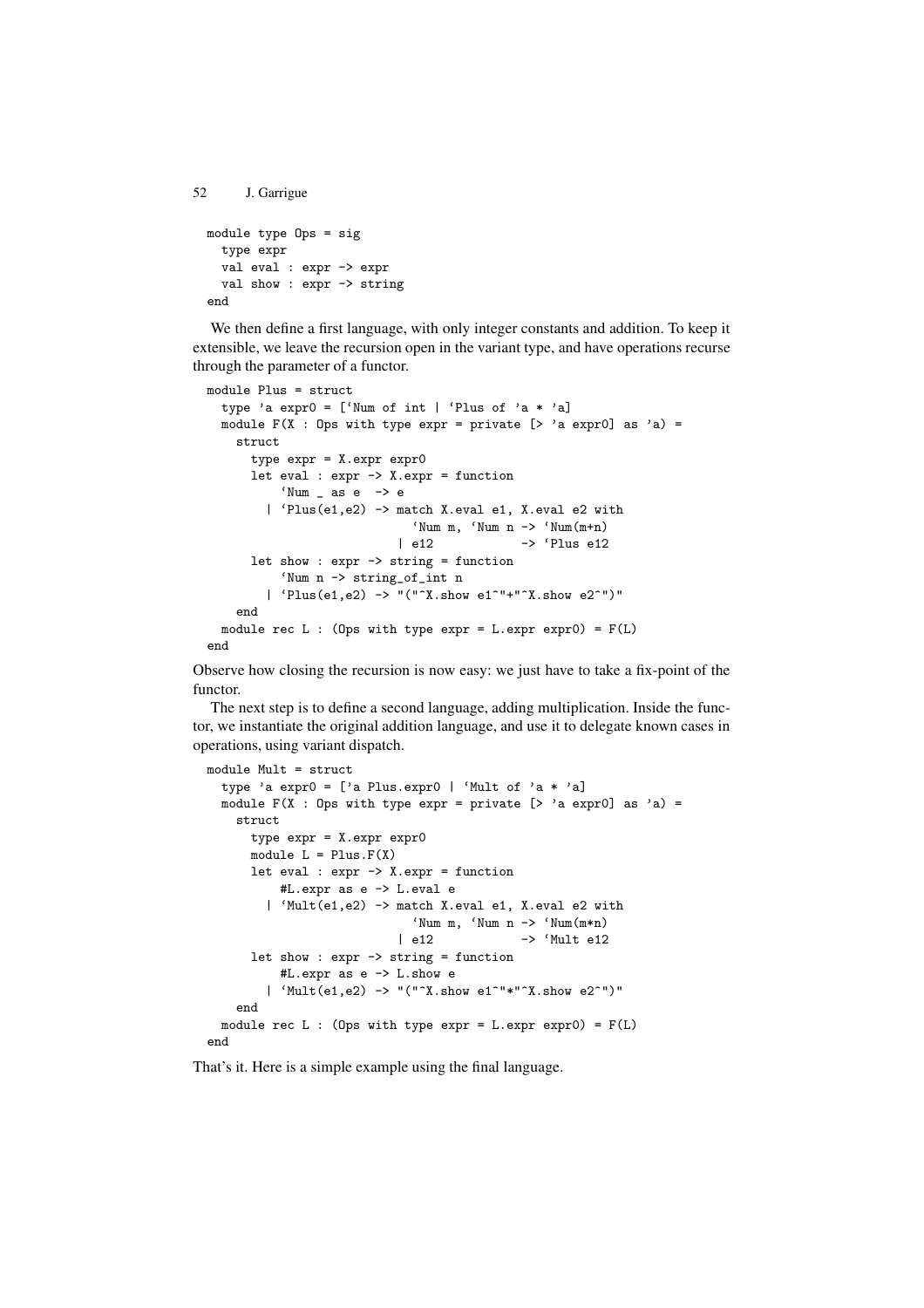```
module type Ops = sig
  type expr
  val eval : expr -> expr
  val show : expr -> string
end
```

We then define a first language, with only integer constants and addition. To keep it extensible, we leave the recursion open in the variant type, and have operations recurse through the parameter of a functor.

```
module Plus = struct
  type 'a expr0 = [`Num of int | `Plus of 'a * 'a]
  module F(X : Ops with type expr = private [> 'a expr0] as 'a) =
    struct
      type expr = X.expr expr0
      let eval : expr -> X.expr = function
          `Num _ as e  -> e
        | `Plus(e1,e2) -> match X.eval e1, X.eval e2 with
                            `Num m, `Num n -> `Num(m+n)
                          | e12            -> `Plus e12
      let show : expr -> string = function
          `Num n -> string_of_int n
        | `Plus(e1,e2) -> "("^X.show e1^"+"^X.show e2^")"
    end
  module rec L : (Ops with type expr = L.expr expr0) = F(L)
end
```

Observe how closing the recursion is now easy: we just have to take a fix-point of the functor.

The next step is to define a second language, adding multiplication. Inside the functor, we instantiate the original addition language, and use it to delegate known cases in operations, using variant dispatch.

```
module Mult = struct
  type 'a expr0 = ['a Plus.expr0 | `Mult of 'a * 'a]
  module F(X : Ops with type expr = private [> 'a expr0] as 'a) =
    struct
      type expr = X.expr expr0
      module L = Plus.F(X)
      let eval : expr -> X.expr = function
          #L.expr as e -> L.eval e
        | `Mult(e1,e2) -> match X.eval e1, X.eval e2 with
                            `Num m, `Num n -> `Num(m*n)
                          | e12            -> `Mult e12
      let show : expr -> string = function
          #L.expr as e -> L.show e
        | `Mult(e1,e2) -> "("^X.show e1^"*"^X.show e2^")"
    end
  module rec L : (Ops with type expr = L.expr expr0) = F(L)
end
```

That's it. Here is a simple example using the final language.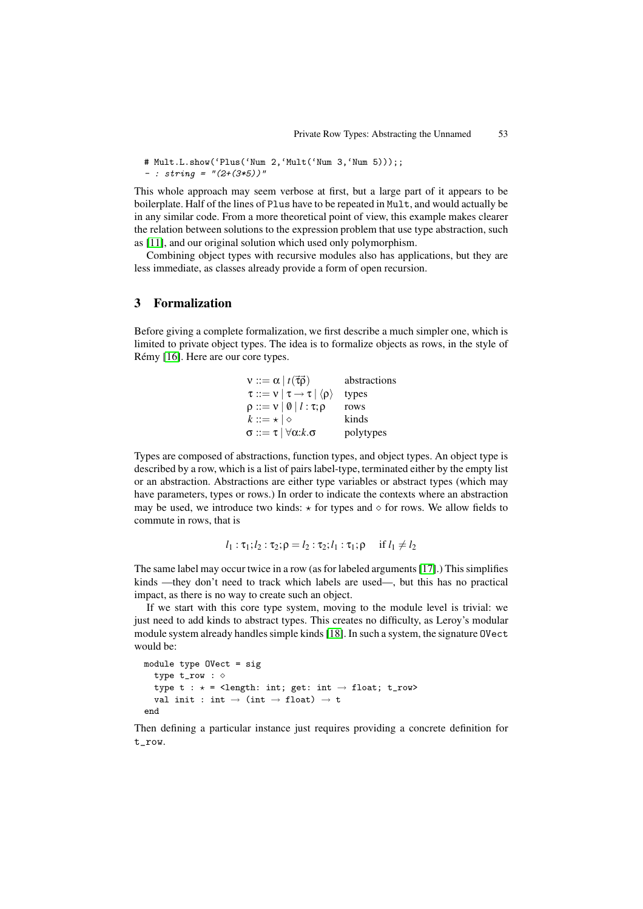```
# Mult.L.show(`Plus(`Num 2,`Mult(`Num 3,`Num 5)));;
- : string = "(2+(3*5))"
```

This whole approach may seem verbose at first, but a large part of it appears to be boilerplate. Half of the lines of Plus have to be repeated in Mult, and would actually be in any similar code. From a more theoretical point of view, this example makes clearer the relation between solutions to the expression problem that use type abstraction, such as [11], and our original solution which used only polymorphism.

Combining object types with recursive modules also has applications, but they are less immediate, as classes already provide a form of open recursion.

## 3 Formalization

Before giving a complete formalization, we first describe a much simpler one, which is limited to private object types. The idea is to formalize objects as rows, in the style of Rémy [16]. Here are our core types.

| | |
|---|---|
| $\nu ::= \alpha \mid t(\vec{\tau}\vec{\rho})$ | abstractions |
| $\tau ::= \nu \mid \tau \to \tau \mid \langle \rho \rangle$ | types |
| $\rho ::= \nu \mid \emptyset \mid l : \tau ; \rho$ | rows |
| $k ::= \star \mid \diamond$ | kinds |
| $\sigma ::= \tau \mid \forall \alpha{:}k.\sigma$ | polytypes |

Types are composed of abstractions, function types, and object types. An object type is described by a row, which is a list of pairs label-type, terminated either by the empty list or an abstraction. Abstractions are either type variables or abstract types (which may have parameters, types or rows.) In order to indicate the contexts where an abstraction may be used, we introduce two kinds: $\star$ for types and $\diamond$ for rows. We allow fields to commute in rows, that is

$$l_1 : \tau_1 ; l_2 : \tau_2 ; \rho = l_2 : \tau_2 ; l_1 : \tau_1 ; \rho \quad \text{ if } l_1 \neq l_2$$

The same label may occur twice in a row (as for labeled arguments [17].) This simplifies kinds —they don't need to track which labels are used—, but this has no practical impact, as there is no way to create such an object.

If we start with this core type system, moving to the module level is trivial: we just need to add kinds to abstract types. This creates no difficulty, as Leroy's modular module system already handles simple kinds [18]. In such a system, the signature OVect would be:

```
module type OVect = sig
  type t_row : ◇
  type t : ⋆ = <length: int; get: int → float; t_row>
  val init : int → (int → float) → t
end
```

Then defining a particular instance just requires providing a concrete definition for t_row.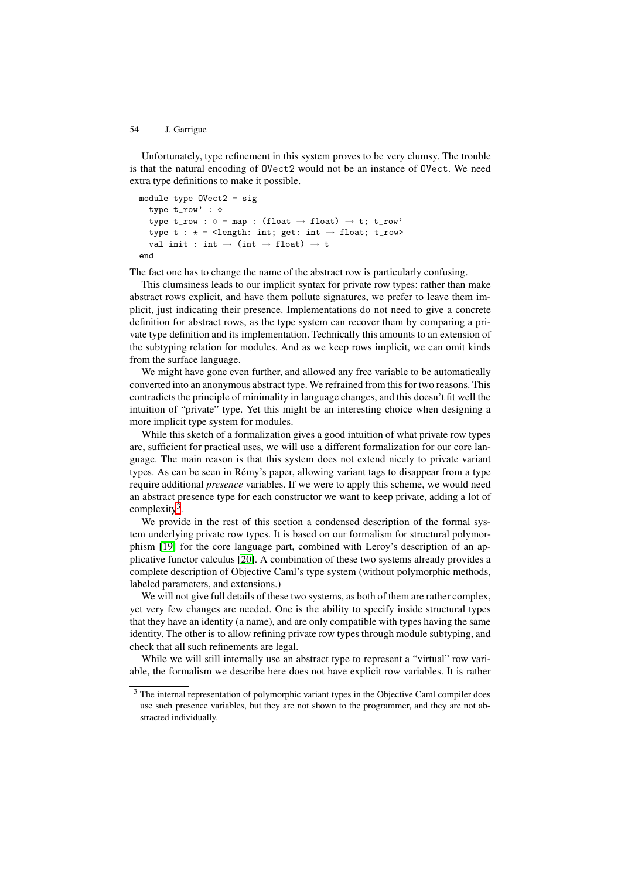Unfortunately, type refinement in this system proves to be very clumsy. The trouble is that the natural encoding of OVect2 would not be an instance of OVect. We need extra type definitions to make it possible.

```
module type OVect2 = sig
  type t_row' : ◇
  type t_row : ◇ = map : (float → float) → t; t_row'
  type t : ⋆ = <length: int; get: int → float; t_row>
  val init : int → (int → float) → t
end
```

The fact one has to change the name of the abstract row is particularly confusing.

This clumsiness leads to our implicit syntax for private row types: rather than make abstract rows explicit, and have them pollute signatures, we prefer to leave them implicit, just indicating their presence. Implementations do not need to give a concrete definition for abstract rows, as the type system can recover them by comparing a private type definition and its implementation. Technically this amounts to an extension of the subtyping relation for modules. And as we keep rows implicit, we can omit kinds from the surface language.

We might have gone even further, and allowed any free variable to be automatically converted into an anonymous abstract type. We refrained from this for two reasons. This contradicts the principle of minimality in language changes, and this doesn't fit well the intuition of "private" type. Yet this might be an interesting choice when designing a more implicit type system for modules.

While this sketch of a formalization gives a good intuition of what private row types are, sufficient for practical uses, we will use a different formalization for our core language. The main reason is that this system does not extend nicely to private variant types. As can be seen in Rémy's paper, allowing variant tags to disappear from a type require additional *presence* variables. If we were to apply this scheme, we would need an abstract presence type for each constructor we want to keep private, adding a lot of complexity[3].

We provide in the rest of this section a condensed description of the formal system underlying private row types. It is based on our formalism for structural polymorphism [19] for the core language part, combined with Leroy's description of an applicative functor calculus [20]. A combination of these two systems already provides a complete description of Objective Caml's type system (without polymorphic methods, labeled parameters, and extensions.)

We will not give full details of these two systems, as both of them are rather complex, yet very few changes are needed. One is the ability to specify inside structural types that they have an identity (a name), and are only compatible with types having the same identity. The other is to allow refining private row types through module subtyping, and check that all such refinements are legal.

While we will still internally use an abstract type to represent a "virtual" row variable, the formalism we describe here does not have explicit row variables. It is rather

[3] The internal representation of polymorphic variant types in the Objective Caml compiler does use such presence variables, but they are not shown to the programmer, and they are not abstracted individually.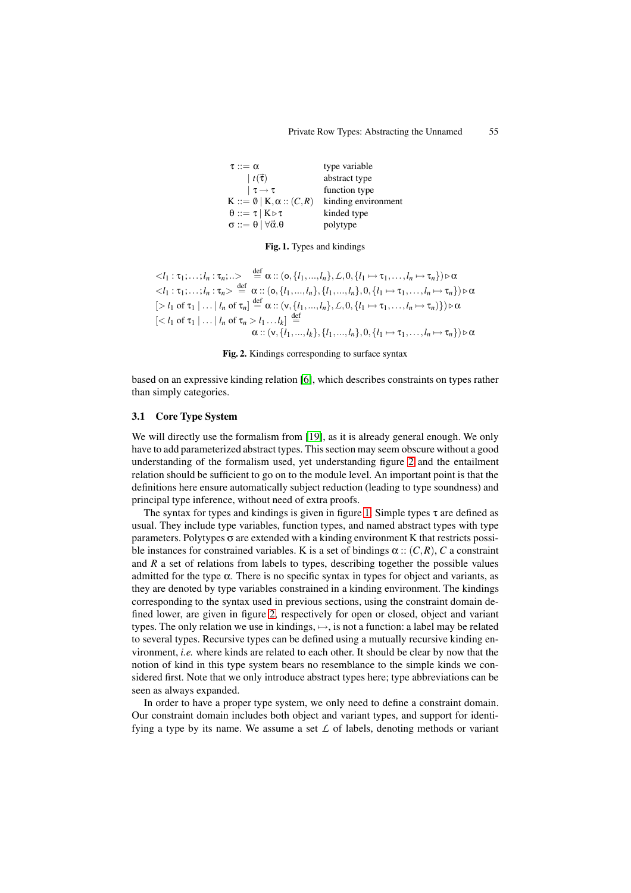$$
\begin{array}{lll}
\tau ::= \alpha & & \text{type variable} \\
\quad \mid t(\vec{\tau}) & & \text{abstract type} \\
\quad \mid \tau \rightarrow \tau & & \text{function type} \\
\mathrm{K} ::= \emptyset \mid \mathrm{K}, \alpha :: (C, R) & & \text{kinding environment} \\
\theta ::= \tau \mid \mathrm{K} \triangleright \tau & & \text{kinded type} \\
\sigma ::= \theta \mid \forall \vec{\alpha}.\theta & & \text{polytype}
\end{array}
$$

**Fig. 1.** Types and kindings

$$
\begin{array}{l}
<l_1 : \tau_1; \ldots; l_n : \tau_n; ..> \stackrel{\text{def}}{=} \alpha :: (\mathsf{o}, \{l_1, ..., l_n\}, \mathcal{L}, 0, \{l_1 \mapsto \tau_1, \ldots, l_n \mapsto \tau_n\}) \triangleright \alpha \\
<l_1 : \tau_1; \ldots; l_n : \tau_n> \stackrel{\text{def}}{=} \alpha :: (\mathsf{o}, \{l_1, ..., l_n\}, \{l_1, ..., l_n\}, 0, \{l_1 \mapsto \tau_1, \ldots, l_n \mapsto \tau_n\}) \triangleright \alpha \\
[> l_1 \text{ of } \tau_1 \mid \ldots \mid l_n \text{ of } \tau_n] \stackrel{\text{def}}{=} \alpha :: (\mathsf{v}, \{l_1, ..., l_n\}, \mathcal{L}, 0, \{l_1 \mapsto \tau_1, \ldots, l_n \mapsto \tau_n)\}) \triangleright \alpha \\
[< l_1 \text{ of } \tau_1 \mid \ldots \mid l_n \text{ of } \tau_n > l_1 \ldots l_k] \stackrel{\text{def}}{=} \\
\qquad \alpha :: (\mathsf{v}, \{l_1, ..., l_k\}, \{l_1, ..., l_n\}, 0, \{l_1 \mapsto \tau_1, \ldots, l_n \mapsto \tau_n\}) \triangleright \alpha
\end{array}
$$

**Fig. 2.** Kindings corresponding to surface syntax

based on an expressive kinding relation [6], which describes constraints on types rather than simply categories.

### 3.1 Core Type System

We will directly use the formalism from [19], as it is already general enough. We only have to add parameterized abstract types. This section may seem obscure without a good understanding of the formalism used, yet understanding figure 2 and the entailment relation should be sufficient to go on to the module level. An important point is that the definitions here ensure automatically subject reduction (leading to type soundness) and principal type inference, without need of extra proofs.

The syntax for types and kindings is given in figure 1. Simple types $\tau$ are defined as usual. They include type variables, function types, and named abstract types with type parameters. Polytypes $\sigma$ are extended with a kinding environment K that restricts possible instances for constrained variables. K is a set of bindings $\alpha :: (C, R)$, $C$ a constraint and $R$ a set of relations from labels to types, describing together the possible values admitted for the type $\alpha$. There is no specific syntax in types for object and variants, as they are denoted by type variables constrained in a kinding environment. The kindings corresponding to the syntax used in previous sections, using the constraint domain defined lower, are given in figure 2, respectively for open or closed, object and variant types. The only relation we use in kindings, $\mapsto$, is not a function: a label may be related to several types. Recursive types can be defined using a mutually recursive kinding environment, *i.e.* where kinds are related to each other. It should be clear by now that the notion of kind in this type system bears no resemblance to the simple kinds we considered first. Note that we only introduce abstract types here; type abbreviations can be seen as always expanded.

In order to have a proper type system, we only need to define a constraint domain. Our constraint domain includes both object and variant types, and support for identifying a type by its name. We assume a set $\mathcal{L}$ of labels, denoting methods or variant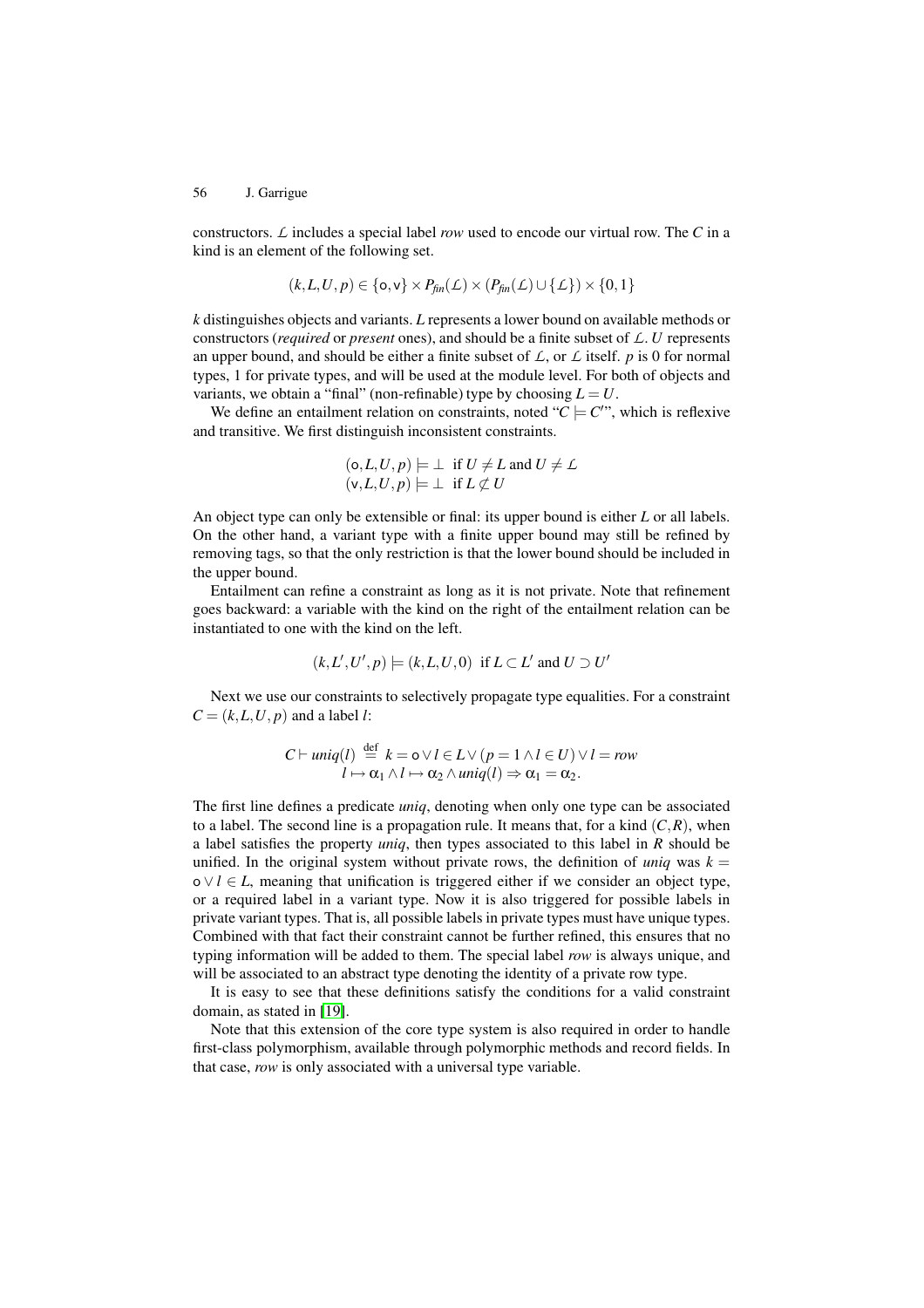constructors. $\mathcal{L}$ includes a special label *row* used to encode our virtual row. The $C$ in a kind is an element of the following set.

$$(k, L, U, p) \in \{\mathsf{o}, \mathsf{v}\} \times P_{fin}(\mathcal{L}) \times (P_{fin}(\mathcal{L}) \cup \{\mathcal{L}\}) \times \{0, 1\}$$

$k$ distinguishes objects and variants. $L$ represents a lower bound on available methods or constructors (*required* or *present* ones), and should be a finite subset of $\mathcal{L}$. $U$ represents an upper bound, and should be either a finite subset of $\mathcal{L}$, or $\mathcal{L}$ itself. $p$ is 0 for normal types, 1 for private types, and will be used at the module level. For both of objects and variants, we obtain a "final" (non-refinable) type by choosing $L = U$.

We define an entailment relation on constraints, noted "$C \models C'$", which is reflexive and transitive. We first distinguish inconsistent constraints.

$$\begin{array}{l} (\mathsf{o}, L, U, p) \models \bot \;\; \text{if } U \neq L \text{ and } U \neq \mathcal{L} \\ (\mathsf{v}, L, U, p) \models \bot \;\; \text{if } L \not\subset U \end{array}$$

An object type can only be extensible or final: its upper bound is either $L$ or all labels. On the other hand, a variant type with a finite upper bound may still be refined by removing tags, so that the only restriction is that the lower bound should be included in the upper bound.

Entailment can refine a constraint as long as it is not private. Note that refinement goes backward: a variable with the kind on the right of the entailment relation can be instantiated to one with the kind on the left.

$$(k, L', U', p) \models (k, L, U, 0) \;\; \text{if } L \subset L' \text{ and } U \supset U'$$

Next we use our constraints to selectively propagate type equalities. For a constraint $C = (k, L, U, p)$ and a label $l$:

$$\begin{array}{c} C \vdash \mathit{uniq}(l) \stackrel{\text{def}}{=} k = \mathsf{o} \vee l \in L \vee (p = 1 \wedge l \in U) \vee l = \mathit{row} \\ l \mapsto \alpha_1 \wedge l \mapsto \alpha_2 \wedge \mathit{uniq}(l) \Rightarrow \alpha_1 = \alpha_2. \end{array}$$

The first line defines a predicate *uniq*, denoting when only one type can be associated to a label. The second line is a propagation rule. It means that, for a kind $(C, R)$, when a label satisfies the property *uniq*, then types associated to this label in $R$ should be unified. In the original system without private rows, the definition of *uniq* was $k = \mathsf{o} \vee l \in L$, meaning that unification is triggered either if we consider an object type, or a required label in a variant type. Now it is also triggered for possible labels in private variant types. That is, all possible labels in private types must have unique types. Combined with that fact their constraint cannot be further refined, this ensures that no typing information will be added to them. The special label *row* is always unique, and will be associated to an abstract type denoting the identity of a private row type.

It is easy to see that these definitions satisfy the conditions for a valid constraint domain, as stated in [19].

Note that this extension of the core type system is also required in order to handle first-class polymorphism, available through polymorphic methods and record fields. In that case, *row* is only associated with a universal type variable.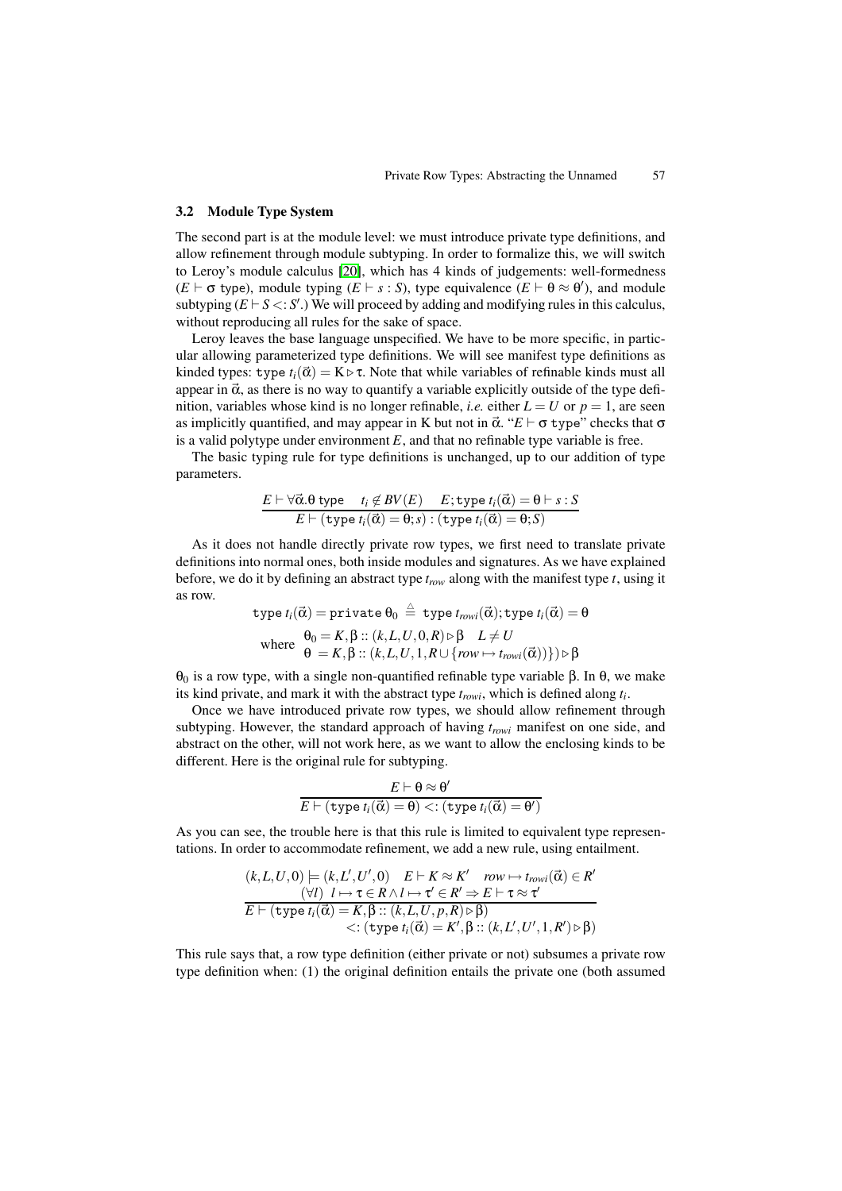### 3.2 Module Type System

The second part is at the module level: we must introduce private type definitions, and allow refinement through module subtyping. In order to formalize this, we will switch to Leroy's module calculus [20], which has 4 kinds of judgements: well-formedness ($E \vdash \sigma$ type), module typing ($E \vdash s : S$), type equivalence ($E \vdash \theta \approx \theta'$), and module subtyping ($E \vdash S <: S'$.) We will proceed by adding and modifying rules in this calculus, without reproducing all rules for the sake of space.

Leroy leaves the base language unspecified. We have to be more specific, in particular allowing parameterized type definitions. We will see manifest type definitions as kinded types: $\texttt{type}\ t_i(\vec{\alpha}) = \mathrm{K} \triangleright \tau$. Note that while variables of refinable kinds must all appear in $\vec{\alpha}$, as there is no way to quantify a variable explicitly outside of the type definition, variables whose kind is no longer refinable, *i.e.* either $L = U$ or $p = 1$, are seen as implicitly quantified, and may appear in K but not in $\vec{\alpha}$. "$E \vdash \sigma\ \texttt{type}$" checks that $\sigma$ is a valid polytype under environment $E$, and that no refinable type variable is free.

The basic typing rule for type definitions is unchanged, up to our addition of type parameters.

$$
\frac{E \vdash \forall\vec{\alpha}.\theta\ \texttt{type} \qquad t_i \notin BV(E) \qquad E;\texttt{type}\ t_i(\vec{\alpha}) = \theta \vdash s : S}{E \vdash (\texttt{type}\ t_i(\vec{\alpha}) = \theta; s) : (\texttt{type}\ t_i(\vec{\alpha}) = \theta; S)}
$$

As it does not handle directly private row types, we first need to translate private definitions into normal ones, both inside modules and signatures. As we have explained before, we do it by defining an abstract type $t_{row}$ along with the manifest type $t$, using it as row.

$$
\texttt{type}\ t_i(\vec{\alpha}) = \texttt{private}\ \theta_0 \stackrel{\triangle}{=} \texttt{type}\ t_{rowi}(\vec{\alpha}); \texttt{type}\ t_i(\vec{\alpha}) = \theta
$$

$$
\text{where}\quad \begin{array}{l} \theta_0 = K, \beta :: (k, L, U, 0, R) \triangleright \beta \quad L \neq U \\ \theta\ = K, \beta :: (k, L, U, 1, R \cup \{row \mapsto t_{rowi}(\vec{\alpha})\}) \triangleright \beta \end{array}
$$

$\theta_0$ is a row type, with a single non-quantified refinable type variable $\beta$. In $\theta$, we make its kind private, and mark it with the abstract type $t_{rowi}$, which is defined along $t_i$.

Once we have introduced private row types, we should allow refinement through subtyping. However, the standard approach of having $t_{rowi}$ manifest on one side, and abstract on the other, will not work here, as we want to allow the enclosing kinds to be different. Here is the original rule for subtyping.

$$
\frac{E \vdash \theta \approx \theta'}{E \vdash (\texttt{type}\ t_i(\vec{\alpha}) = \theta) <: (\texttt{type}\ t_i(\vec{\alpha}) = \theta')}
$$

As you can see, the trouble here is that this rule is limited to equivalent type representations. In order to accommodate refinement, we add a new rule, using entailment.

$$
\frac{\begin{array}{c}(k, L, U, 0) \models (k, L', U', 0) \quad E \vdash K \approx K' \quad row \mapsto t_{rowi}(\vec{\alpha}) \in R' \\ (\forall l)\ \ l \mapsto \tau \in R \wedge l \mapsto \tau' \in R' \Rightarrow E \vdash \tau \approx \tau'\end{array}}{\begin{array}{l}E \vdash (\texttt{type}\ t_i(\vec{\alpha}) = K, \beta :: (k, L, U, p, R) \triangleright \beta) \\ \qquad\qquad <: (\texttt{type}\ t_i(\vec{\alpha}) = K', \beta :: (k, L', U', 1, R') \triangleright \beta)\end{array}}
$$

This rule says that, a row type definition (either private or not) subsumes a private row type definition when: (1) the original definition entails the private one (both assumed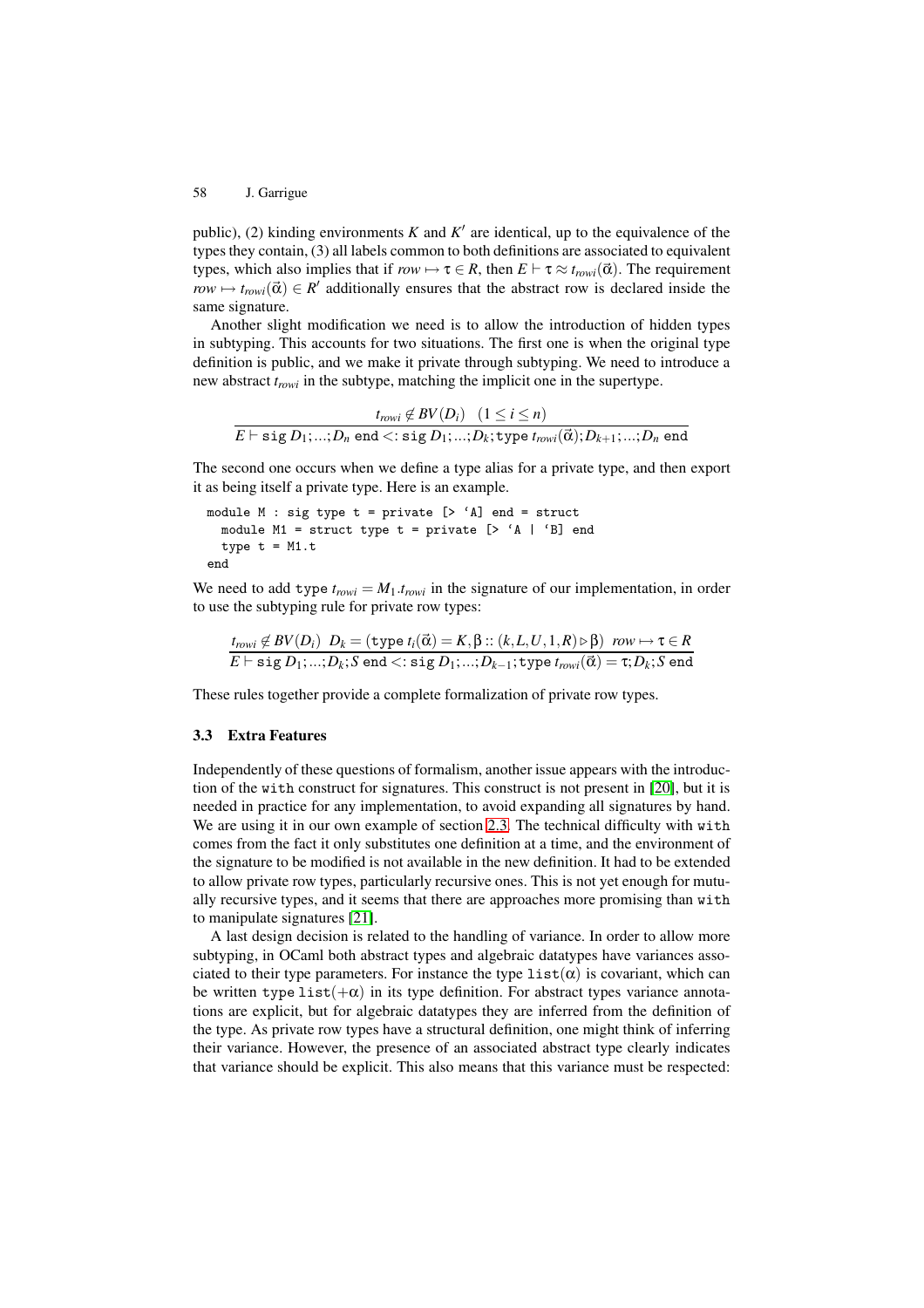public), (2) kinding environments $K$ and $K'$ are identical, up to the equivalence of the types they contain, (3) all labels common to both definitions are associated to equivalent types, which also implies that if $row \mapsto \tau \in R$, then $E \vdash \tau \approx t_{rowi}(\vec{\alpha})$. The requirement $row \mapsto t_{rowi}(\vec{\alpha}) \in R'$ additionally ensures that the abstract row is declared inside the same signature.

Another slight modification we need is to allow the introduction of hidden types in subtyping. This accounts for two situations. The first one is when the original type definition is public, and we make it private through subtyping. We need to introduce a new abstract $t_{rowi}$ in the subtype, matching the implicit one in the supertype.

$$\frac{t_{rowi} \notin BV(D_i) \quad (1 \leq i \leq n)}{E \vdash \texttt{sig}\ D_1;\ldots;D_n\ \texttt{end} <: \texttt{sig}\ D_1;\ldots;D_k;\texttt{type}\ t_{rowi}(\vec{\alpha});D_{k+1};\ldots;D_n\ \texttt{end}}$$

The second one occurs when we define a type alias for a private type, and then export it as being itself a private type. Here is an example.

```
module M : sig type t = private [> `A] end = struct
  module M1 = struct type t = private [> `A | `B] end
  type t = M1.t
end
```

We need to add $\texttt{type}\ t_{rowi} = M_1.t_{rowi}$ in the signature of our implementation, in order to use the subtyping rule for private row types:

$$\frac{t_{rowi} \notin BV(D_i) \quad D_k = (\texttt{type}\ t_i(\vec{\alpha}) = K, \beta :: (k, L, U, 1, R) \triangleright \beta) \quad row \mapsto \tau \in R}{E \vdash \texttt{sig}\ D_1;\ldots;D_k;S\ \texttt{end} <: \texttt{sig}\ D_1;\ldots;D_{k-1};\texttt{type}\ t_{rowi}(\vec{\alpha}) = \tau;D_k;S\ \texttt{end}}$$

These rules together provide a complete formalization of private row types.

### 3.3 Extra Features

Independently of these questions of formalism, another issue appears with the introduction of the `with` construct for signatures. This construct is not present in [20], but it is needed in practice for any implementation, to avoid expanding all signatures by hand. We are using it in our own example of section 2.3. The technical difficulty with `with` comes from the fact it only substitutes one definition at a time, and the environment of the signature to be modified is not available in the new definition. It had to be extended to allow private row types, particularly recursive ones. This is not yet enough for mutually recursive types, and it seems that there are approaches more promising than `with` to manipulate signatures [21].

A last design decision is related to the handling of variance. In order to allow more subtyping, in OCaml both abstract types and algebraic datatypes have variances associated to their type parameters. For instance the type $\texttt{list}(\alpha)$ is covariant, which can be written $\texttt{type list}(+\alpha)$ in its type definition. For abstract types variance annotations are explicit, but for algebraic datatypes they are inferred from the definition of the type. As private row types have a structural definition, one might think of inferring their variance. However, the presence of an associated abstract type clearly indicates that variance should be explicit. This also means that this variance must be respected: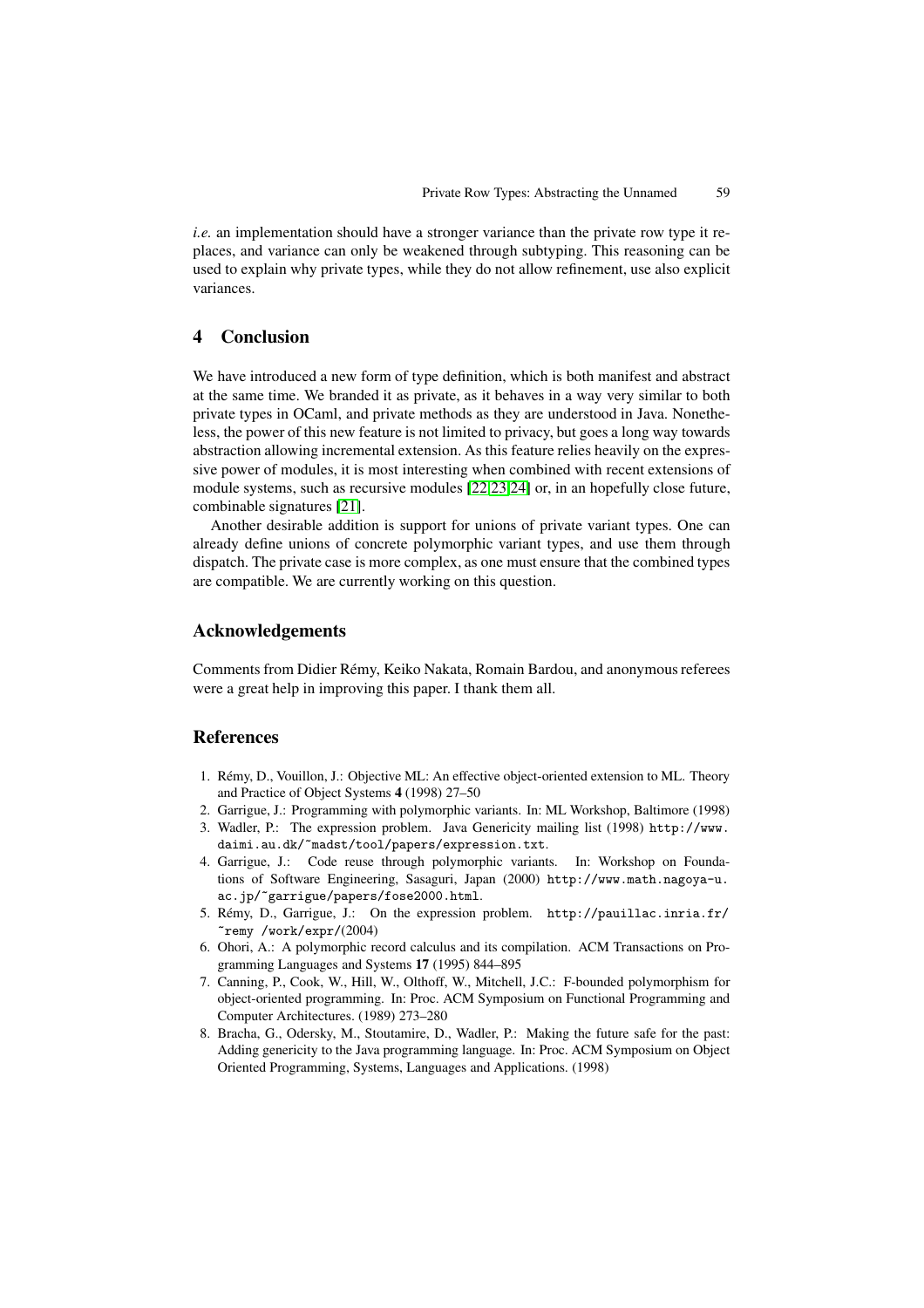*i.e.* an implementation should have a stronger variance than the private row type it replaces, and variance can only be weakened through subtyping. This reasoning can be used to explain why private types, while they do not allow refinement, use also explicit variances.

## 4 Conclusion

We have introduced a new form of type definition, which is both manifest and abstract at the same time. We branded it as private, as it behaves in a way very similar to both private types in OCaml, and private methods as they are understood in Java. Nonetheless, the power of this new feature is not limited to privacy, but goes a long way towards abstraction allowing incremental extension. As this feature relies heavily on the expressive power of modules, it is most interesting when combined with recent extensions of module systems, such as recursive modules [22,23,24] or, in an hopefully close future, combinable signatures [21].

Another desirable addition is support for unions of private variant types. One can already define unions of concrete polymorphic variant types, and use them through dispatch. The private case is more complex, as one must ensure that the combined types are compatible. We are currently working on this question.

## Acknowledgements

Comments from Didier Rémy, Keiko Nakata, Romain Bardou, and anonymous referees were a great help in improving this paper. I thank them all.

## References

1. Rémy, D., Vouillon, J.: Objective ML: An effective object-oriented extension to ML. Theory and Practice of Object Systems **4** (1998) 27–50
2. Garrigue, J.: Programming with polymorphic variants. In: ML Workshop, Baltimore (1998)
3. Wadler, P.: The expression problem. Java Genericity mailing list (1998) `http://www.daimi.au.dk/~madst/tool/papers/expression.txt`.
4. Garrigue, J.: Code reuse through polymorphic variants. In: Workshop on Foundations of Software Engineering, Sasaguri, Japan (2000) `http://www.math.nagoya-u.ac.jp/~garrigue/papers/fose2000.html`.
5. Rémy, D., Garrigue, J.: On the expression problem. `http://pauillac.inria.fr/~remy /work/expr/`(2004)
6. Ohori, A.: A polymorphic record calculus and its compilation. ACM Transactions on Programming Languages and Systems **17** (1995) 844–895
7. Canning, P., Cook, W., Hill, W., Olthoff, W., Mitchell, J.C.: F-bounded polymorphism for object-oriented programming. In: Proc. ACM Symposium on Functional Programming and Computer Architectures. (1989) 273–280
8. Bracha, G., Odersky, M., Stoutamire, D., Wadler, P.: Making the future safe for the past: Adding genericity to the Java programming language. In: Proc. ACM Symposium on Object Oriented Programming, Systems, Languages and Applications. (1998)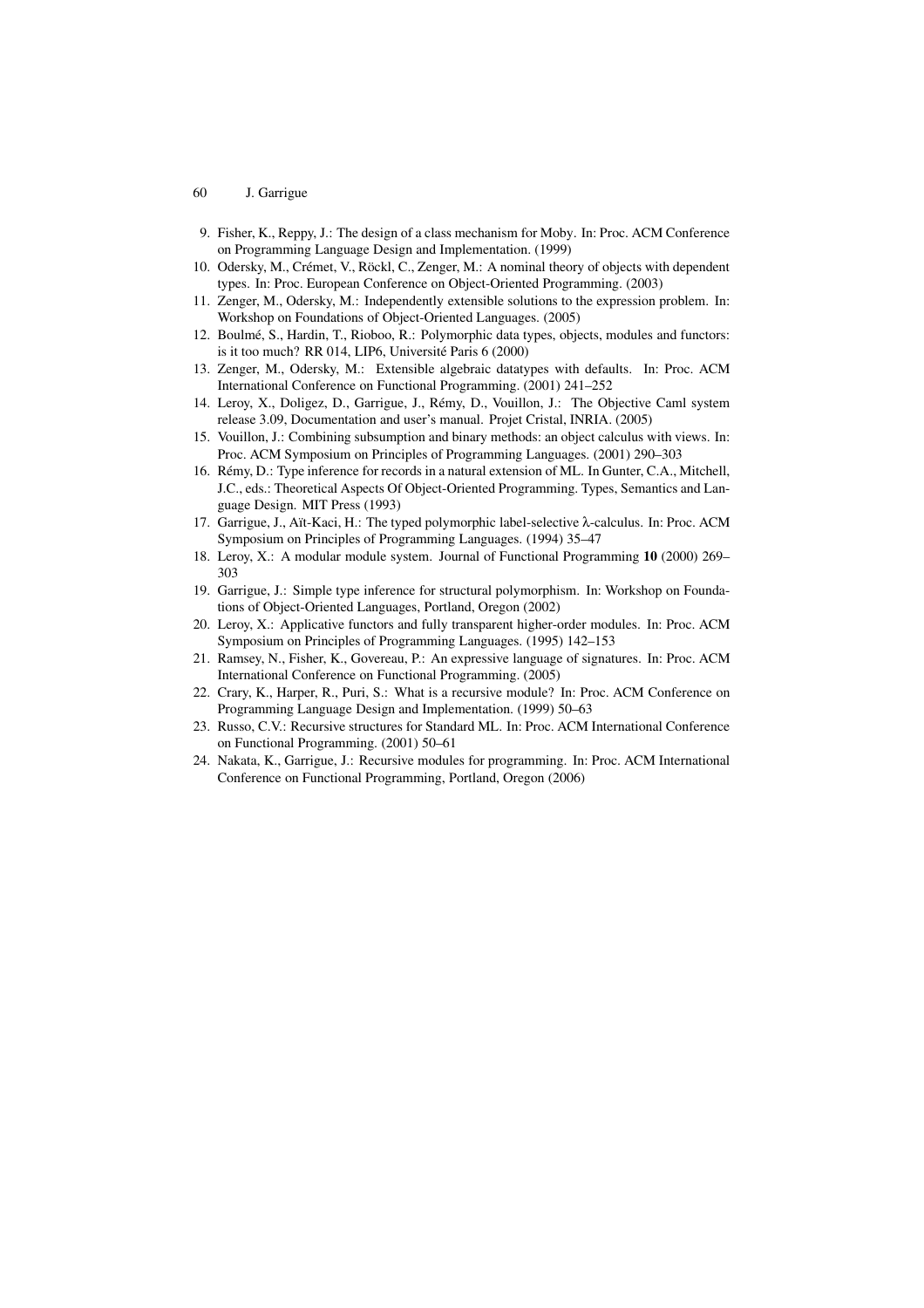9. Fisher, K., Reppy, J.: The design of a class mechanism for Moby. In: Proc. ACM Conference on Programming Language Design and Implementation. (1999)
10. Odersky, M., Crémet, V., Röckl, C., Zenger, M.: A nominal theory of objects with dependent types. In: Proc. European Conference on Object-Oriented Programming. (2003)
11. Zenger, M., Odersky, M.: Independently extensible solutions to the expression problem. In: Workshop on Foundations of Object-Oriented Languages. (2005)
12. Boulmé, S., Hardin, T., Rioboo, R.: Polymorphic data types, objects, modules and functors: is it too much? RR 014, LIP6, Université Paris 6 (2000)
13. Zenger, M., Odersky, M.: Extensible algebraic datatypes with defaults. In: Proc. ACM International Conference on Functional Programming. (2001) 241–252
14. Leroy, X., Doligez, D., Garrigue, J., Rémy, D., Vouillon, J.: The Objective Caml system release 3.09, Documentation and user's manual. Projet Cristal, INRIA. (2005)
15. Vouillon, J.: Combining subsumption and binary methods: an object calculus with views. In: Proc. ACM Symposium on Principles of Programming Languages. (2001) 290–303
16. Rémy, D.: Type inference for records in a natural extension of ML. In Gunter, C.A., Mitchell, J.C., eds.: Theoretical Aspects Of Object-Oriented Programming. Types, Semantics and Language Design. MIT Press (1993)
17. Garrigue, J., Aït-Kaci, H.: The typed polymorphic label-selective λ-calculus. In: Proc. ACM Symposium on Principles of Programming Languages. (1994) 35–47
18. Leroy, X.: A modular module system. Journal of Functional Programming **10** (2000) 269–303
19. Garrigue, J.: Simple type inference for structural polymorphism. In: Workshop on Foundations of Object-Oriented Languages, Portland, Oregon (2002)
20. Leroy, X.: Applicative functors and fully transparent higher-order modules. In: Proc. ACM Symposium on Principles of Programming Languages. (1995) 142–153
21. Ramsey, N., Fisher, K., Govereau, P.: An expressive language of signatures. In: Proc. ACM International Conference on Functional Programming. (2005)
22. Crary, K., Harper, R., Puri, S.: What is a recursive module? In: Proc. ACM Conference on Programming Language Design and Implementation. (1999) 50–63
23. Russo, C.V.: Recursive structures for Standard ML. In: Proc. ACM International Conference on Functional Programming. (2001) 50–61
24. Nakata, K., Garrigue, J.: Recursive modules for programming. In: Proc. ACM International Conference on Functional Programming, Portland, Oregon (2006)